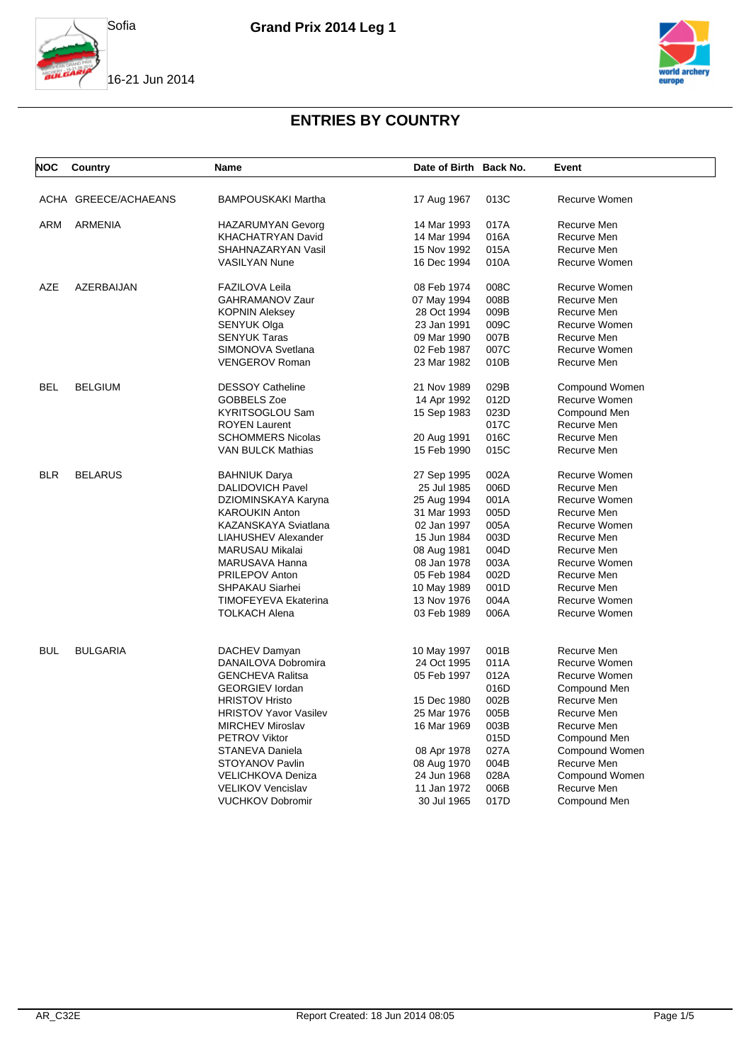# ENTRIES BY COUNTRY

| NOC | Country | Name | Date of Birth | Back No. | Event |
|---|---|---|---|---|---|
| ACHA | GREECE/ACHAEANS | BAMPOUSKAKI Martha | 17 Aug 1967 | 013C | Recurve Women |
| ARM | ARMENIA | HAZARUMYAN Gevorg | 14 Mar 1993 | 017A | Recurve Men |
| | | KHACHATRYAN David | 14 Mar 1994 | 016A | Recurve Men |
| | | SHAHNAZARYAN Vasil | 15 Nov 1992 | 015A | Recurve Men |
| | | VASILYAN Nune | 16 Dec 1994 | 010A | Recurve Women |
| AZE | AZERBAIJAN | FAZILOVA Leila | 08 Feb 1974 | 008C | Recurve Women |
| | | GAHRAMANOV Zaur | 07 May 1994 | 008B | Recurve Men |
| | | KOPNIN Aleksey | 28 Oct 1994 | 009B | Recurve Men |
| | | SENYUK Olga | 23 Jan 1991 | 009C | Recurve Women |
| | | SENYUK Taras | 09 Mar 1990 | 007B | Recurve Men |
| | | SIMONOVA Svetlana | 02 Feb 1987 | 007C | Recurve Women |
| | | VENGEROV Roman | 23 Mar 1982 | 010B | Recurve Men |
| BEL | BELGIUM | DESSOY Catheline | 21 Nov 1989 | 029B | Compound Women |
| | | GOBBELS Zoe | 14 Apr 1992 | 012D | Recurve Women |
| | | KYRITSOGLOU Sam | 15 Sep 1983 | 023D | Compound Men |
| | | ROYEN Laurent | | 017C | Recurve Men |
| | | SCHOMMERS Nicolas | 20 Aug 1991 | 016C | Recurve Men |
| | | VAN BULCK Mathias | 15 Feb 1990 | 015C | Recurve Men |
| BLR | BELARUS | BAHNIUK Darya | 27 Sep 1995 | 002A | Recurve Women |
| | | DALIDOVICH Pavel | 25 Jul 1985 | 006D | Recurve Men |
| | | DZIOMINSKAYA Karyna | 25 Aug 1994 | 001A | Recurve Women |
| | | KAROUKIN Anton | 31 Mar 1993 | 005D | Recurve Men |
| | | KAZANSKAYA Sviatlana | 02 Jan 1997 | 005A | Recurve Women |
| | | LIAHUSHEV Alexander | 15 Jun 1984 | 003D | Recurve Men |
| | | MARUSAU Mikalai | 08 Aug 1981 | 004D | Recurve Men |
| | | MARUSAVA Hanna | 08 Jan 1978 | 003A | Recurve Women |
| | | PRILEPOV Anton | 05 Feb 1984 | 002D | Recurve Men |
| | | SHPAKAU Siarhei | 10 May 1989 | 001D | Recurve Men |
| | | TIMOFEYEVA Ekaterina | 13 Nov 1976 | 004A | Recurve Women |
| | | TOLKACH Alena | 03 Feb 1989 | 006A | Recurve Women |
| BUL | BULGARIA | DACHEV Damyan | 10 May 1997 | 001B | Recurve Men |
| | | DANAILOVA Dobromira | 24 Oct 1995 | 011A | Recurve Women |
| | | GENCHEVA Ralitsa | 05 Feb 1997 | 012A | Recurve Women |
| | | GEORGIEV Iordan | | 016D | Compound Men |
| | | HRISTOV Hristo | 15 Dec 1980 | 002B | Recurve Men |
| | | HRISTOV Yavor Vasilev | 25 Mar 1976 | 005B | Recurve Men |
| | | MIRCHEV Miroslav | 16 Mar 1969 | 003B | Recurve Men |
| | | PETROV Viktor | | 015D | Compound Men |
| | | STANEVA Daniela | 08 Apr 1978 | 027A | Compound Women |
| | | STOYANOV Pavlin | 08 Aug 1970 | 004B | Recurve Men |
| | | VELICHKOVA Deniza | 24 Jun 1968 | 028A | Compound Women |
| | | VELIKOV Vencislav | 11 Jan 1972 | 006B | Recurve Men |
| | | VUCHKOV Dobromir | 30 Jul 1965 | 017D | Compound Men |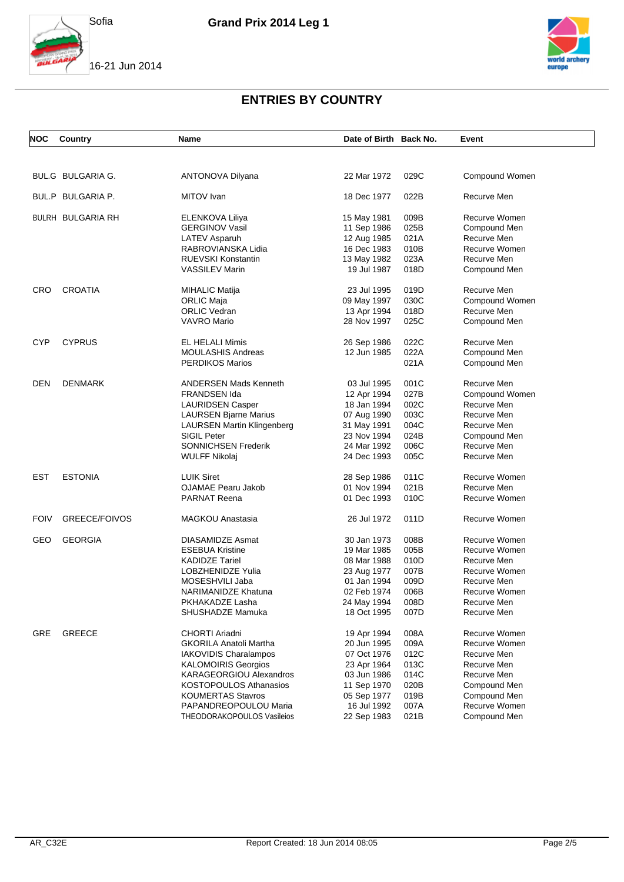# ENTRIES BY COUNTRY

| NOC | Country | Name | Date of Birth | Back No. | Event |
|---|---|---|---|---|---|
| BUL.G | BULGARIA G. | ANTONOVA Dilyana | 22 Mar 1972 | 029C | Compound Women |
| BUL.P | BULGARIA P. | MITOV Ivan | 18 Dec 1977 | 022B | Recurve Men |
| BULRH | BULGARIA RH | ELENKOVA Liliya | 15 May 1981 | 009B | Recurve Women |
| | | GERGINOV Vasil | 11 Sep 1986 | 025B | Compound Men |
| | | LATEV Asparuh | 12 Aug 1985 | 021A | Recurve Men |
| | | RABROVIANSKA Lidia | 16 Dec 1983 | 010B | Recurve Women |
| | | RUEVSKI Konstantin | 13 May 1982 | 023A | Recurve Men |
| | | VASSILEV Marin | 19 Jul 1987 | 018D | Compound Men |
| CRO | CROATIA | MIHALIC Matija | 23 Jul 1995 | 019D | Recurve Men |
| | | ORLIC Maja | 09 May 1997 | 030C | Compound Women |
| | | ORLIC Vedran | 13 Apr 1994 | 018D | Recurve Men |
| | | VAVRO Mario | 28 Nov 1997 | 025C | Compound Men |
| CYP | CYPRUS | EL HELALI Mimis | 26 Sep 1986 | 022C | Recurve Men |
| | | MOULASHIS Andreas | 12 Jun 1985 | 022A | Compound Men |
| | | PERDIKOS Marios | | 021A | Compound Men |
| DEN | DENMARK | ANDERSEN Mads Kenneth | 03 Jul 1995 | 001C | Recurve Men |
| | | FRANDSEN Ida | 12 Apr 1994 | 027B | Compound Women |
| | | LAURIDSEN Casper | 18 Jan 1994 | 002C | Recurve Men |
| | | LAURSEN Bjarne Marius | 07 Aug 1990 | 003C | Recurve Men |
| | | LAURSEN Martin Klingenberg | 31 May 1991 | 004C | Recurve Men |
| | | SIGIL Peter | 23 Nov 1994 | 024B | Compound Men |
| | | SONNICHSEN Frederik | 24 Mar 1992 | 006C | Recurve Men |
| | | WULFF Nikolaj | 24 Dec 1993 | 005C | Recurve Men |
| EST | ESTONIA | LUIK Siret | 28 Sep 1986 | 011C | Recurve Women |
| | | OJAMAE Pearu Jakob | 01 Nov 1994 | 021B | Recurve Men |
| | | PARNAT Reena | 01 Dec 1993 | 010C | Recurve Women |
| FOIV | GREECE/FOIVOS | MAGKOU Anastasia | 26 Jul 1972 | 011D | Recurve Women |
| GEO | GEORGIA | DIASAMIDZE Asmat | 30 Jan 1973 | 008B | Recurve Women |
| | | ESEBUA Kristine | 19 Mar 1985 | 005B | Recurve Women |
| | | KADIDZE Tariel | 08 Mar 1988 | 010D | Recurve Men |
| | | LOBZHENIDZE Yulia | 23 Aug 1977 | 007B | Recurve Women |
| | | MOSESHVILI Jaba | 01 Jan 1994 | 009D | Recurve Men |
| | | NARIMANIDZE Khatuna | 02 Feb 1974 | 006B | Recurve Women |
| | | PKHAKADZE Lasha | 24 May 1994 | 008D | Recurve Men |
| | | SHUSHADZE Mamuka | 18 Oct 1995 | 007D | Recurve Men |
| GRE | GREECE | CHORTI Ariadni | 19 Apr 1994 | 008A | Recurve Women |
| | | GKORILA Anatoli Martha | 20 Jun 1995 | 009A | Recurve Women |
| | | IAKOVIDIS Charalampos | 07 Oct 1976 | 012C | Recurve Men |
| | | KALOMOIRIS Georgios | 23 Apr 1964 | 013C | Recurve Men |
| | | KARAGEORGIOU Alexandros | 03 Jun 1986 | 014C | Recurve Men |
| | | KOSTOPOULOS Athanasios | 11 Sep 1970 | 020B | Compound Men |
| | | KOUMERTAS Stavros | 05 Sep 1977 | 019B | Compound Men |
| | | PAPANDREOPOULOU Maria | 16 Jul 1992 | 007A | Recurve Women |
| | | THEODORAKOPOULOS Vasileios | 22 Sep 1983 | 021B | Compound Men |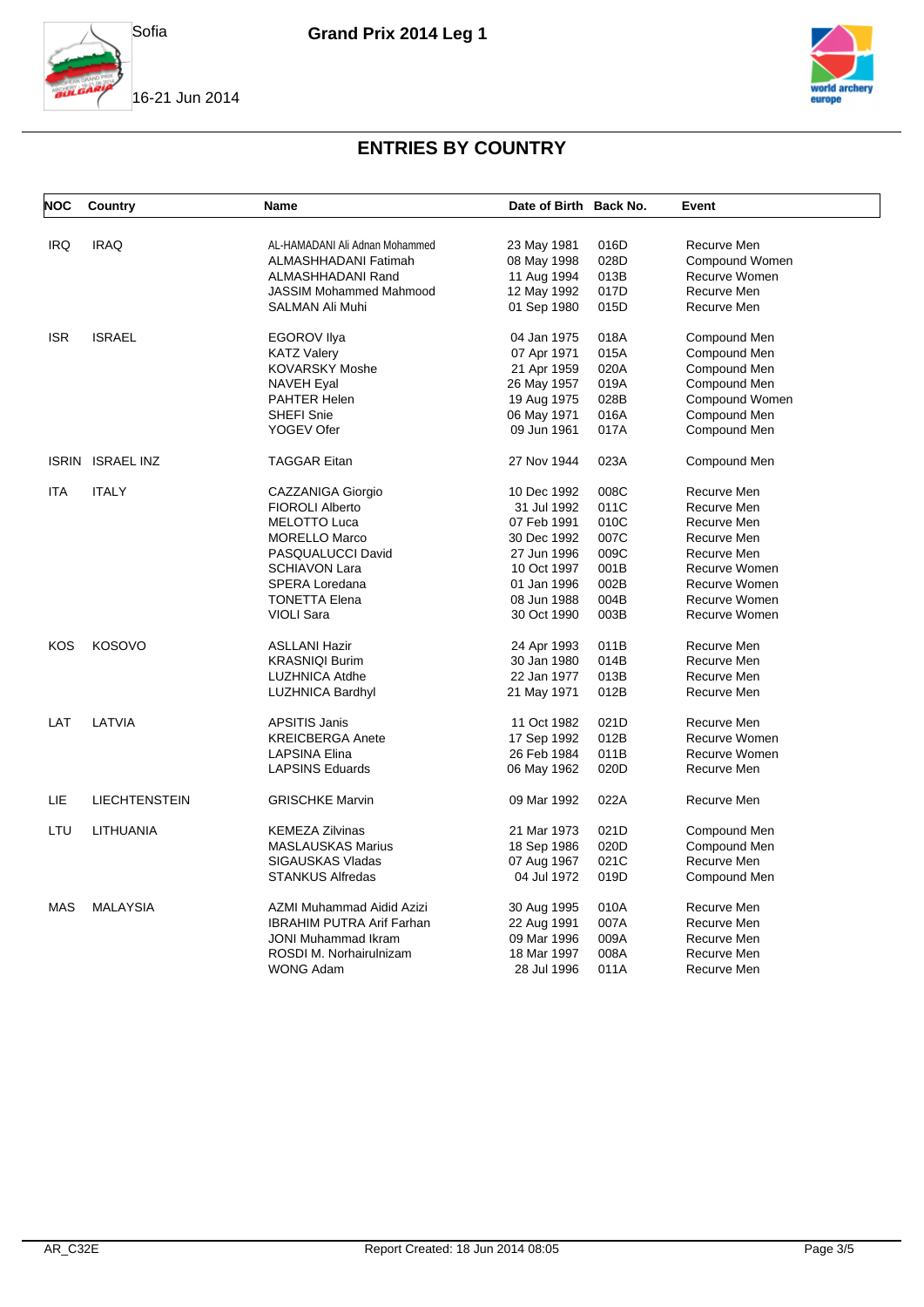## ENTRIES BY COUNTRY

| NOC | Country | Name | Date of Birth | Back No. | Event |
|---|---|---|---|---|---|
| IRQ | IRAQ | AL-HAMADANI Ali Adnan Mohammed | 23 May 1981 | 016D | Recurve Men |
| | | ALMASHHADANI Fatimah | 08 May 1998 | 028D | Compound Women |
| | | ALMASHHADANI Rand | 11 Aug 1994 | 013B | Recurve Women |
| | | JASSIM Mohammed Mahmood | 12 May 1992 | 017D | Recurve Men |
| | | SALMAN Ali Muhi | 01 Sep 1980 | 015D | Recurve Men |
| ISR | ISRAEL | EGOROV Ilya | 04 Jan 1975 | 018A | Compound Men |
| | | KATZ Valery | 07 Apr 1971 | 015A | Compound Men |
| | | KOVARSKY Moshe | 21 Apr 1959 | 020A | Compound Men |
| | | NAVEH Eyal | 26 May 1957 | 019A | Compound Men |
| | | PAHTER Helen | 19 Aug 1975 | 028B | Compound Women |
| | | SHEFI Snie | 06 May 1971 | 016A | Compound Men |
| | | YOGEV Ofer | 09 Jun 1961 | 017A | Compound Men |
| ISRIN | ISRAEL INZ | TAGGAR Eitan | 27 Nov 1944 | 023A | Compound Men |
| ITA | ITALY | CAZZANIGA Giorgio | 10 Dec 1992 | 008C | Recurve Men |
| | | FIOROLI Alberto | 31 Jul 1992 | 011C | Recurve Men |
| | | MELOTTO Luca | 07 Feb 1991 | 010C | Recurve Men |
| | | MORELLO Marco | 30 Dec 1992 | 007C | Recurve Men |
| | | PASQUALUCCI David | 27 Jun 1996 | 009C | Recurve Men |
| | | SCHIAVON Lara | 10 Oct 1997 | 001B | Recurve Women |
| | | SPERA Loredana | 01 Jan 1996 | 002B | Recurve Women |
| | | TONETTA Elena | 08 Jun 1988 | 004B | Recurve Women |
| | | VIOLI Sara | 30 Oct 1990 | 003B | Recurve Women |
| KOS | KOSOVO | ASLLANI Hazir | 24 Apr 1993 | 011B | Recurve Men |
| | | KRASNIQI Burim | 30 Jan 1980 | 014B | Recurve Men |
| | | LUZHNICA Atdhe | 22 Jan 1977 | 013B | Recurve Men |
| | | LUZHNICA Bardhyl | 21 May 1971 | 012B | Recurve Men |
| LAT | LATVIA | APSITIS Janis | 11 Oct 1982 | 021D | Recurve Men |
| | | KREICBERGA Anete | 17 Sep 1992 | 012B | Recurve Women |
| | | LAPSINA Elina | 26 Feb 1984 | 011B | Recurve Women |
| | | LAPSINS Eduards | 06 May 1962 | 020D | Recurve Men |
| LIE | LIECHTENSTEIN | GRISCHKE Marvin | 09 Mar 1992 | 022A | Recurve Men |
| LTU | LITHUANIA | KEMEZA Zilvinas | 21 Mar 1973 | 021D | Compound Men |
| | | MASLAUSKAS Marius | 18 Sep 1986 | 020D | Compound Men |
| | | SIGAUSKAS Vladas | 07 Aug 1967 | 021C | Recurve Men |
| | | STANKUS Alfredas | 04 Jul 1972 | 019D | Compound Men |
| MAS | MALAYSIA | AZMI Muhammad Aidid Azizi | 30 Aug 1995 | 010A | Recurve Men |
| | | IBRAHIM PUTRA Arif Farhan | 22 Aug 1991 | 007A | Recurve Men |
| | | JONI Muhammad Ikram | 09 Mar 1996 | 009A | Recurve Men |
| | | ROSDI M. Norhairulnizam | 18 Mar 1997 | 008A | Recurve Men |
| | | WONG Adam | 28 Jul 1996 | 011A | Recurve Men |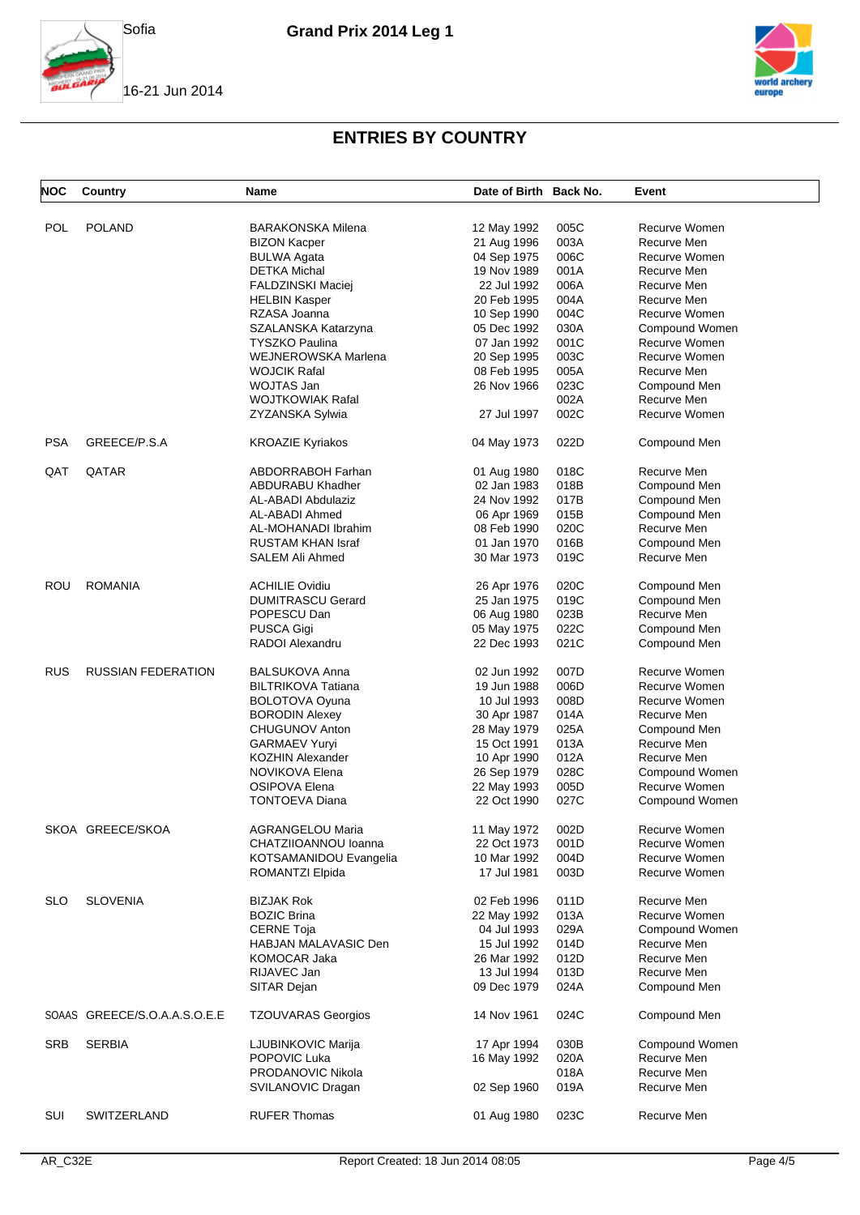# ENTRIES BY COUNTRY

| NOC | Country | Name | Date of Birth | Back No. | Event |
|---|---|---|---|---|---|
| POL | POLAND | BARAKONSKA Milena | 12 May 1992 | 005C | Recurve Women |
| | | BIZON Kacper | 21 Aug 1996 | 003A | Recurve Men |
| | | BULWA Agata | 04 Sep 1975 | 006C | Recurve Women |
| | | DETKA Michal | 19 Nov 1989 | 001A | Recurve Men |
| | | FALDZINSKI Maciej | 22 Jul 1992 | 006A | Recurve Men |
| | | HELBIN Kasper | 20 Feb 1995 | 004A | Recurve Men |
| | | RZASA Joanna | 10 Sep 1990 | 004C | Recurve Women |
| | | SZALANSKA Katarzyna | 05 Dec 1992 | 030A | Compound Women |
| | | TYSZKO Paulina | 07 Jan 1992 | 001C | Recurve Women |
| | | WEJNEROWSKA Marlena | 20 Sep 1995 | 003C | Recurve Women |
| | | WOJCIK Rafal | 08 Feb 1995 | 005A | Recurve Men |
| | | WOJTAS Jan | 26 Nov 1966 | 023C | Compound Men |
| | | WOJTKOWIAK Rafal | | 002A | Recurve Men |
| | | ZYZANSKA Sylwia | 27 Jul 1997 | 002C | Recurve Women |
| PSA | GREECE/P.S.A | KROAZIE Kyriakos | 04 May 1973 | 022D | Compound Men |
| QAT | QATAR | ABDORRABOH Farhan | 01 Aug 1980 | 018C | Recurve Men |
| | | ABDURABU Khadher | 02 Jan 1983 | 018B | Compound Men |
| | | AL-ABADI Abdulaziz | 24 Nov 1992 | 017B | Compound Men |
| | | AL-ABADI Ahmed | 06 Apr 1969 | 015B | Compound Men |
| | | AL-MOHANADI Ibrahim | 08 Feb 1990 | 020C | Recurve Men |
| | | RUSTAM KHAN Israf | 01 Jan 1970 | 016B | Compound Men |
| | | SALEM Ali Ahmed | 30 Mar 1973 | 019C | Recurve Men |
| ROU | ROMANIA | ACHILIE Ovidiu | 26 Apr 1976 | 020C | Compound Men |
| | | DUMITRASCU Gerard | 25 Jan 1975 | 019C | Compound Men |
| | | POPESCU Dan | 06 Aug 1980 | 023B | Recurve Men |
| | | PUSCA Gigi | 05 May 1975 | 022C | Compound Men |
| | | RADOI Alexandru | 22 Dec 1993 | 021C | Compound Men |
| RUS | RUSSIAN FEDERATION | BALSUKOVA Anna | 02 Jun 1992 | 007D | Recurve Women |
| | | BILTRIKOVA Tatiana | 19 Jun 1988 | 006D | Recurve Women |
| | | BOLOTOVA Oyuna | 10 Jul 1993 | 008D | Recurve Women |
| | | BORODIN Alexey | 30 Apr 1987 | 014A | Recurve Men |
| | | CHUGUNOV Anton | 28 May 1979 | 025A | Compound Men |
| | | GARMAEV Yuryi | 15 Oct 1991 | 013A | Recurve Men |
| | | KOZHIN Alexander | 10 Apr 1990 | 012A | Recurve Men |
| | | NOVIKOVA Elena | 26 Sep 1979 | 028C | Compound Women |
| | | OSIPOVA Elena | 22 May 1993 | 005D | Recurve Women |
| | | TONTOEVA Diana | 22 Oct 1990 | 027C | Compound Women |
| SKOA | GREECE/SKOA | AGRANGELOU Maria | 11 May 1972 | 002D | Recurve Women |
| | | CHATZIIOANNOU Ioanna | 22 Oct 1973 | 001D | Recurve Women |
| | | KOTSAMANIDOU Evangelia | 10 Mar 1992 | 004D | Recurve Women |
| | | ROMANTZI Elpida | 17 Jul 1981 | 003D | Recurve Women |
| SLO | SLOVENIA | BIZJAK Rok | 02 Feb 1996 | 011D | Recurve Men |
| | | BOZIC Brina | 22 May 1992 | 013A | Recurve Women |
| | | CERNE Toja | 04 Jul 1993 | 029A | Compound Women |
| | | HABJAN MALAVASIC Den | 15 Jul 1992 | 014D | Recurve Men |
| | | KOMOCAR Jaka | 26 Mar 1992 | 012D | Recurve Men |
| | | RIJAVEC Jan | 13 Jul 1994 | 013D | Recurve Men |
| | | SITAR Dejan | 09 Dec 1979 | 024A | Compound Men |
| SOAAS | GREECE/S.O.A.A.S.O.E.E | TZOUVARAS Georgios | 14 Nov 1961 | 024C | Compound Men |
| SRB | SERBIA | LJUBINKOVIC Marija | 17 Apr 1994 | 030B | Compound Women |
| | | POPOVIC Luka | 16 May 1992 | 020A | Recurve Men |
| | | PRODANOVIC Nikola | | 018A | Recurve Men |
| | | SVILANOVIC Dragan | 02 Sep 1960 | 019A | Recurve Men |
| SUI | SWITZERLAND | RUFER Thomas | 01 Aug 1980 | 023C | Recurve Men |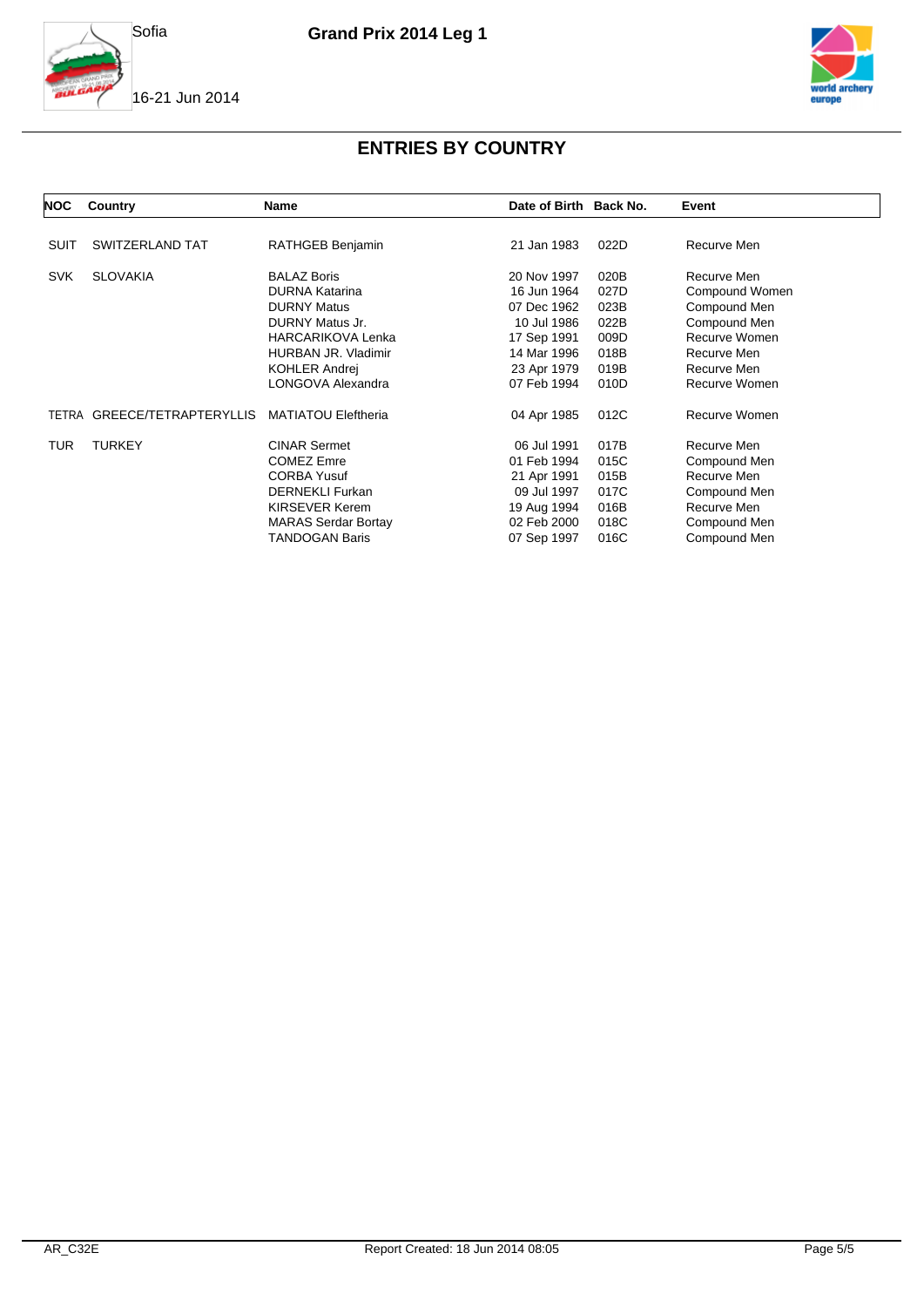## ENTRIES BY COUNTRY

| NOC | Country | Name | Date of Birth | Back No. | Event |
|---|---|---|---|---|---|
| SUIT | SWITZERLAND TAT | RATHGEB Benjamin | 21 Jan 1983 | 022D | Recurve Men |
| SVK | SLOVAKIA | BALAZ Boris | 20 Nov 1997 | 020B | Recurve Men |
| | | DURNA Katarina | 16 Jun 1964 | 027D | Compound Women |
| | | DURNY Matus | 07 Dec 1962 | 023B | Compound Men |
| | | DURNY Matus Jr. | 10 Jul 1986 | 022B | Compound Men |
| | | HARCARIKOVA Lenka | 17 Sep 1991 | 009D | Recurve Women |
| | | HURBAN JR. Vladimir | 14 Mar 1996 | 018B | Recurve Men |
| | | KOHLER Andrej | 23 Apr 1979 | 019B | Recurve Men |
| | | LONGOVA Alexandra | 07 Feb 1994 | 010D | Recurve Women |
| TETRA | GREECE/TETRAPTERYLLIS | MATIATOU Eleftheria | 04 Apr 1985 | 012C | Recurve Women |
| TUR | TURKEY | CINAR Sermet | 06 Jul 1991 | 017B | Recurve Men |
| | | COMEZ Emre | 01 Feb 1994 | 015C | Compound Men |
| | | CORBA Yusuf | 21 Apr 1991 | 015B | Recurve Men |
| | | DERNEKLI Furkan | 09 Jul 1997 | 017C | Compound Men |
| | | KIRSEVER Kerem | 19 Aug 1994 | 016B | Recurve Men |
| | | MARAS Serdar Bortay | 02 Feb 2000 | 018C | Compound Men |
| | | TANDOGAN Baris | 07 Sep 1997 | 016C | Compound Men |